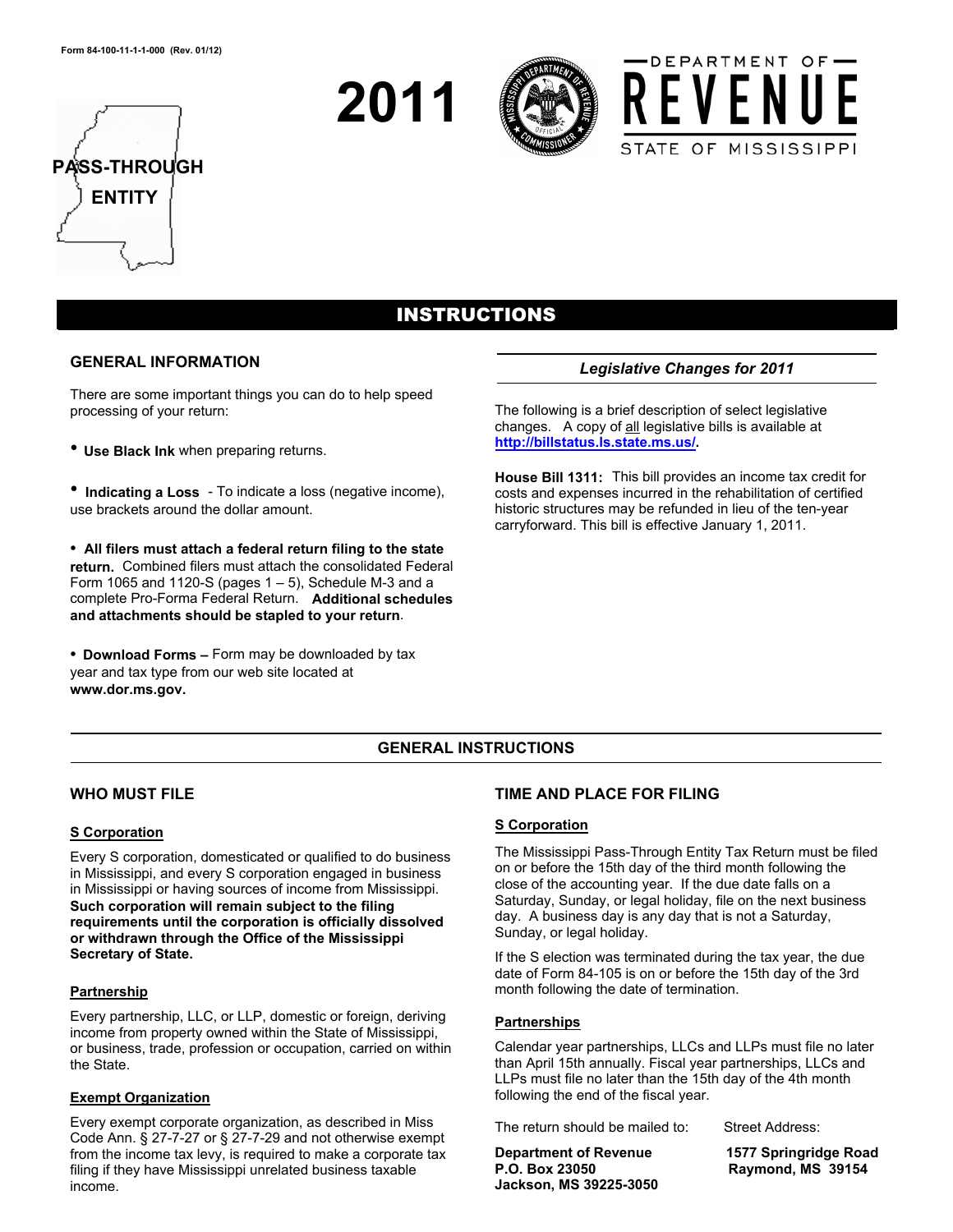Form 84-100-11-1-1-000 (Rev. 01/12)

# 2011

DEPARTMENT OF REVENUE
STATE OF MISSISSIPPI

PASS-THROUGH ENTITY

## INSTRUCTIONS

### GENERAL INFORMATION

There are some important things you can do to help speed processing of your return:

- **Use Black Ink** when preparing returns.
- **Indicating a Loss** - To indicate a loss (negative income), use brackets around the dollar amount.
- **All filers must attach a federal return filing to the state return.** Combined filers must attach the consolidated Federal Form 1065 and 1120-S (pages 1 – 5), Schedule M-3 and a complete Pro-Forma Federal Return. **Additional schedules and attachments should be stapled to your return**.
- **Download Forms –** Form may be downloaded by tax year and tax type from our web site located at **www.dor.ms.gov.**

### *Legislative Changes for 2011*

The following is a brief description of select legislative changes. A copy of all legislative bills is available at **http://billstatus.ls.state.ms.us/**.

**House Bill 1311:** This bill provides an income tax credit for costs and expenses incurred in the rehabilitation of certified historic structures may be refunded in lieu of the ten-year carryforward. This bill is effective January 1, 2011.

## GENERAL INSTRUCTIONS

### WHO MUST FILE

**S Corporation**

Every S corporation, domesticated or qualified to do business in Mississippi, and every S corporation engaged in business in Mississippi or having sources of income from Mississippi. **Such corporation will remain subject to the filing requirements until the corporation is officially dissolved or withdrawn through the Office of the Mississippi Secretary of State.**

**Partnership**

Every partnership, LLC, or LLP, domestic or foreign, deriving income from property owned within the State of Mississippi, or business, trade, profession or occupation, carried on within the State.

**Exempt Organization**

Every exempt corporate organization, as described in Miss Code Ann. § 27-7-27 or § 27-7-29 and not otherwise exempt from the income tax levy, is required to make a corporate tax filing if they have Mississippi unrelated business taxable income.

### TIME AND PLACE FOR FILING

**S Corporation**

The Mississippi Pass-Through Entity Tax Return must be filed on or before the 15th day of the third month following the close of the accounting year. If the due date falls on a Saturday, Sunday, or legal holiday, file on the next business day. A business day is any day that is not a Saturday, Sunday, or legal holiday.

If the S election was terminated during the tax year, the due date of Form 84-105 is on or before the 15th day of the 3rd month following the date of termination.

**Partnerships**

Calendar year partnerships, LLCs and LLPs must file no later than April 15th annually. Fiscal year partnerships, LLCs and LLPs must file no later than the 15th day of the 4th month following the end of the fiscal year.

The return should be mailed to:

**Department of Revenue**
**P.O. Box 23050**
**Jackson, MS 39225-3050**

Street Address:

**1577 Springridge Road**
**Raymond, MS 39154**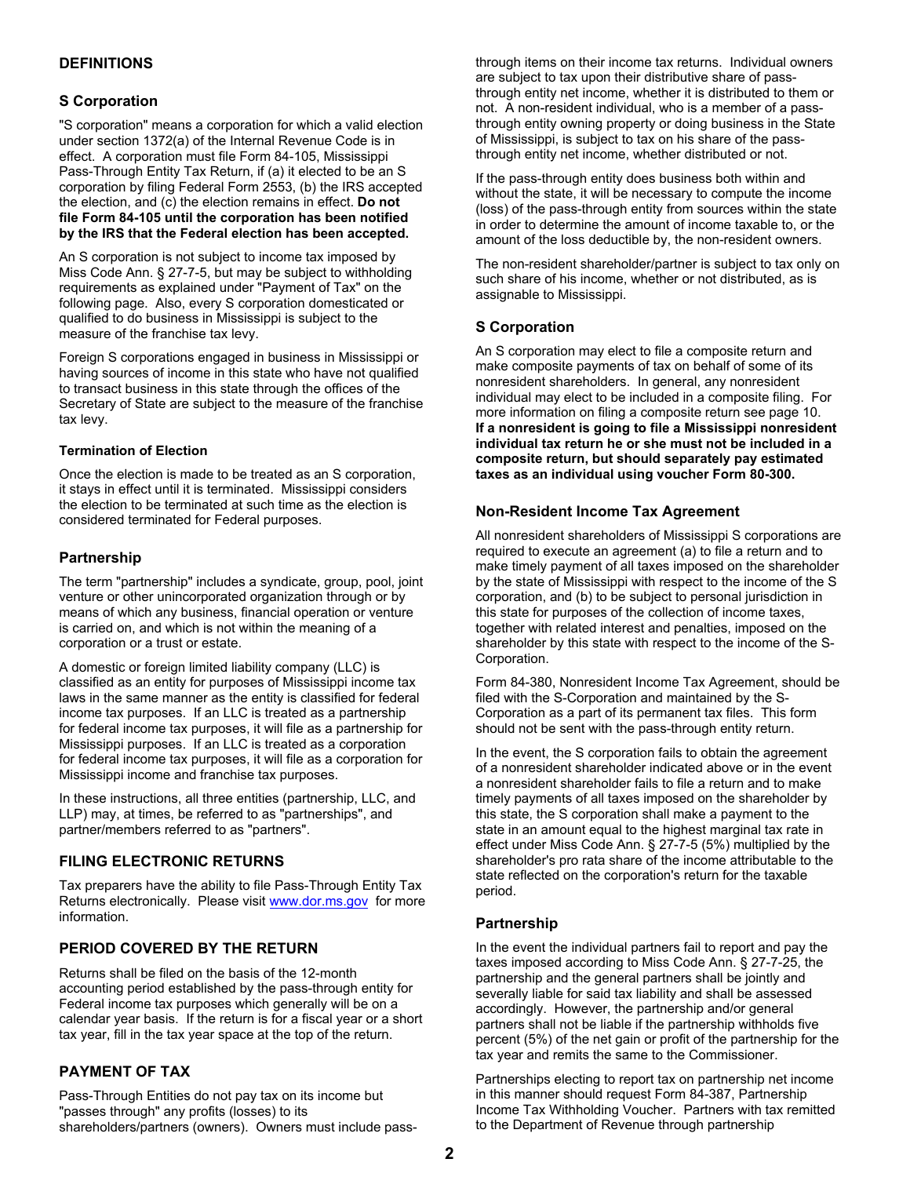## DEFINITIONS

### S Corporation

"S corporation" means a corporation for which a valid election under section 1372(a) of the Internal Revenue Code is in effect. A corporation must file Form 84-105, Mississippi Pass-Through Entity Tax Return, if (a) it elected to be an S corporation by filing Federal Form 2553, (b) the IRS accepted the election, and (c) the election remains in effect. **Do not file Form 84-105 until the corporation has been notified by the IRS that the Federal election has been accepted.**

An S corporation is not subject to income tax imposed by Miss Code Ann. § 27-7-5, but may be subject to withholding requirements as explained under "Payment of Tax" on the following page. Also, every S corporation domesticated or qualified to do business in Mississippi is subject to the measure of the franchise tax levy.

Foreign S corporations engaged in business in Mississippi or having sources of income in this state who have not qualified to transact business in this state through the offices of the Secretary of State are subject to the measure of the franchise tax levy.

#### Termination of Election

Once the election is made to be treated as an S corporation, it stays in effect until it is terminated. Mississippi considers the election to be terminated at such time as the election is considered terminated for Federal purposes.

### Partnership

The term "partnership" includes a syndicate, group, pool, joint venture or other unincorporated organization through or by means of which any business, financial operation or venture is carried on, and which is not within the meaning of a corporation or a trust or estate.

A domestic or foreign limited liability company (LLC) is classified as an entity for purposes of Mississippi income tax laws in the same manner as the entity is classified for federal income tax purposes. If an LLC is treated as a partnership for federal income tax purposes, it will file as a partnership for Mississippi purposes. If an LLC is treated as a corporation for federal income tax purposes, it will file as a corporation for Mississippi income and franchise tax purposes.

In these instructions, all three entities (partnership, LLC, and LLP) may, at times, be referred to as "partnerships", and partner/members referred to as "partners".

## FILING ELECTRONIC RETURNS

Tax preparers have the ability to file Pass-Through Entity Tax Returns electronically. Please visit www.dor.ms.gov for more information.

## PERIOD COVERED BY THE RETURN

Returns shall be filed on the basis of the 12-month accounting period established by the pass-through entity for Federal income tax purposes which generally will be on a calendar year basis. If the return is for a fiscal year or a short tax year, fill in the tax year space at the top of the return.

## PAYMENT OF TAX

Pass-Through Entities do not pay tax on its income but "passes through" any profits (losses) to its shareholders/partners (owners). Owners must include pass-through items on their income tax returns. Individual owners are subject to tax upon their distributive share of pass-through entity net income, whether it is distributed to them or not. A non-resident individual, who is a member of a pass-through entity owning property or doing business in the State of Mississippi, is subject to tax on his share of the pass-through entity net income, whether distributed or not.

If the pass-through entity does business both within and without the state, it will be necessary to compute the income (loss) of the pass-through entity from sources within the state in order to determine the amount of income taxable to, or the amount of the loss deductible by, the non-resident owners.

The non-resident shareholder/partner is subject to tax only on such share of his income, whether or not distributed, as is assignable to Mississippi.

### S Corporation

An S corporation may elect to file a composite return and make composite payments of tax on behalf of some of its nonresident shareholders. In general, any nonresident individual may elect to be included in a composite filing. For more information on filing a composite return see page 10. **If a nonresident is going to file a Mississippi nonresident individual tax return he or she must not be included in a composite return, but should separately pay estimated taxes as an individual using voucher Form 80-300.**

### Non-Resident Income Tax Agreement

All nonresident shareholders of Mississippi S corporations are required to execute an agreement (a) to file a return and to make timely payment of all taxes imposed on the shareholder by the state of Mississippi with respect to the income of the S corporation, and (b) to be subject to personal jurisdiction in this state for purposes of the collection of income taxes, together with related interest and penalties, imposed on the shareholder by this state with respect to the income of the S-Corporation.

Form 84-380, Nonresident Income Tax Agreement, should be filed with the S-Corporation and maintained by the S-Corporation as a part of its permanent tax files. This form should not be sent with the pass-through entity return.

In the event, the S corporation fails to obtain the agreement of a nonresident shareholder indicated above or in the event a nonresident shareholder fails to file a return and to make timely payments of all taxes imposed on the shareholder by this state, the S corporation shall make a payment to the state in an amount equal to the highest marginal tax rate in effect under Miss Code Ann. § 27-7-5 (5%) multiplied by the shareholder's pro rata share of the income attributable to the state reflected on the corporation's return for the taxable period.

### Partnership

In the event the individual partners fail to report and pay the taxes imposed according to Miss Code Ann. § 27-7-25, the partnership and the general partners shall be jointly and severally liable for said tax liability and shall be assessed accordingly. However, the partnership and/or general partners shall not be liable if the partnership withholds five percent (5%) of the net gain or profit of the partnership for the tax year and remits the same to the Commissioner.

Partnerships electing to report tax on partnership net income in this manner should request Form 84-387, Partnership Income Tax Withholding Voucher. Partners with tax remitted to the Department of Revenue through partnership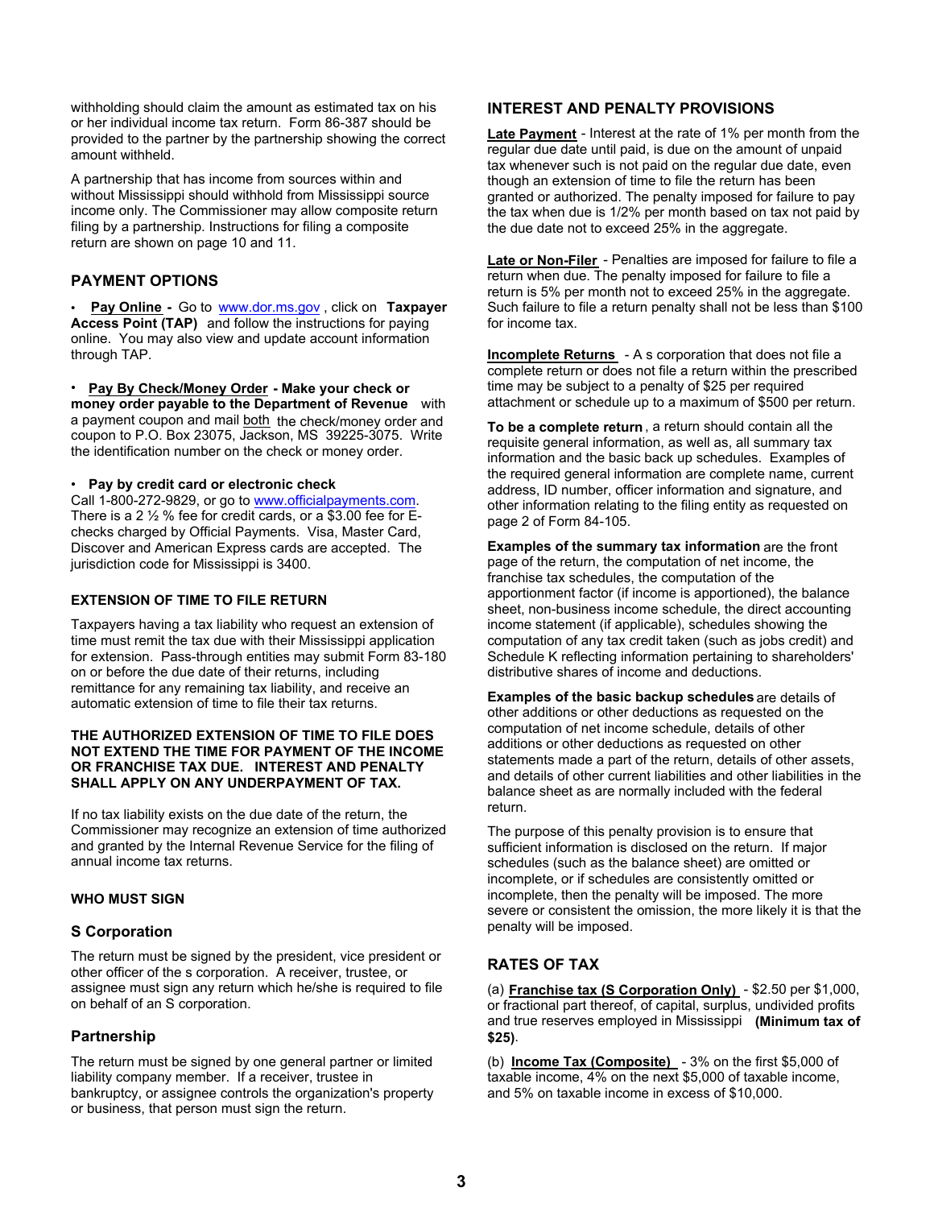withholding should claim the amount as estimated tax on his or her individual income tax return. Form 86-387 should be provided to the partner by the partnership showing the correct amount withheld.

A partnership that has income from sources within and without Mississippi should withhold from Mississippi source income only. The Commissioner may allow composite return filing by a partnership. Instructions for filing a composite return are shown on page 10 and 11.

## PAYMENT OPTIONS

- **Pay Online** - Go to www.dor.ms.gov , click on **Taxpayer Access Point (TAP)** and follow the instructions for paying online. You may also view and update account information through TAP.

- **Pay By Check/Money Order - Make your check or money order payable to the Department of Revenue** with a payment coupon and mail both the check/money order and coupon to P.O. Box 23075, Jackson, MS 39225-3075. Write the identification number on the check or money order.

- **Pay by credit card or electronic check**
Call 1-800-272-9829, or go to www.officialpayments.com. There is a 2 ½ % fee for credit cards, or a $3.00 fee for E-checks charged by Official Payments. Visa, Master Card, Discover and American Express cards are accepted. The jurisdiction code for Mississippi is 3400.

### EXTENSION OF TIME TO FILE RETURN

Taxpayers having a tax liability who request an extension of time must remit the tax due with their Mississippi application for extension. Pass-through entities may submit Form 83-180 on or before the due date of their returns, including remittance for any remaining tax liability, and receive an automatic extension of time to file their tax returns.

**THE AUTHORIZED EXTENSION OF TIME TO FILE DOES NOT EXTEND THE TIME FOR PAYMENT OF THE INCOME OR FRANCHISE TAX DUE. INTEREST AND PENALTY SHALL APPLY ON ANY UNDERPAYMENT OF TAX.**

If no tax liability exists on the due date of the return, the Commissioner may recognize an extension of time authorized and granted by the Internal Revenue Service for the filing of annual income tax returns.

### WHO MUST SIGN

### S Corporation

The return must be signed by the president, vice president or other officer of the s corporation. A receiver, trustee, or assignee must sign any return which he/she is required to file on behalf of an S corporation.

### Partnership

The return must be signed by one general partner or limited liability company member. If a receiver, trustee in bankruptcy, or assignee controls the organization's property or business, that person must sign the return.

## INTEREST AND PENALTY PROVISIONS

**Late Payment** - Interest at the rate of 1% per month from the regular due date until paid, is due on the amount of unpaid tax whenever such is not paid on the regular due date, even though an extension of time to file the return has been granted or authorized. The penalty imposed for failure to pay the tax when due is 1/2% per month based on tax not paid by the due date not to exceed 25% in the aggregate.

**Late or Non-Filer** - Penalties are imposed for failure to file a return when due. The penalty imposed for failure to file a return is 5% per month not to exceed 25% in the aggregate. Such failure to file a return penalty shall not be less than $100 for income tax.

**Incomplete Returns** - A s corporation that does not file a complete return or does not file a return within the prescribed time may be subject to a penalty of $25 per required attachment or schedule up to a maximum of $500 per return.

**To be a complete return**, a return should contain all the requisite general information, as well as, all summary tax information and the basic back up schedules. Examples of the required general information are complete name, current address, ID number, officer information and signature, and other information relating to the filing entity as requested on page 2 of Form 84-105.

**Examples of the summary tax information** are the front page of the return, the computation of net income, the franchise tax schedules, the computation of the apportionment factor (if income is apportioned), the balance sheet, non-business income schedule, the direct accounting income statement (if applicable), schedules showing the computation of any tax credit taken (such as jobs credit) and Schedule K reflecting information pertaining to shareholders' distributive shares of income and deductions.

**Examples of the basic backup schedules** are details of other additions or other deductions as requested on the computation of net income schedule, details of other additions or other deductions as requested on other statements made a part of the return, details of other assets, and details of other current liabilities and other liabilities in the balance sheet as are normally included with the federal return.

The purpose of this penalty provision is to ensure that sufficient information is disclosed on the return. If major schedules (such as the balance sheet) are omitted or incomplete, or if schedules are consistently omitted or incomplete, then the penalty will be imposed. The more severe or consistent the omission, the more likely it is that the penalty will be imposed.

## RATES OF TAX

(a) **Franchise tax (S Corporation Only)** - $2.50 per $1,000, or fractional part thereof, of capital, surplus, undivided profits and true reserves employed in Mississippi **(Minimum tax of $25)**.

(b) **Income Tax (Composite)** - 3% on the first $5,000 of taxable income, 4% on the next $5,000 of taxable income, and 5% on taxable income in excess of $10,000.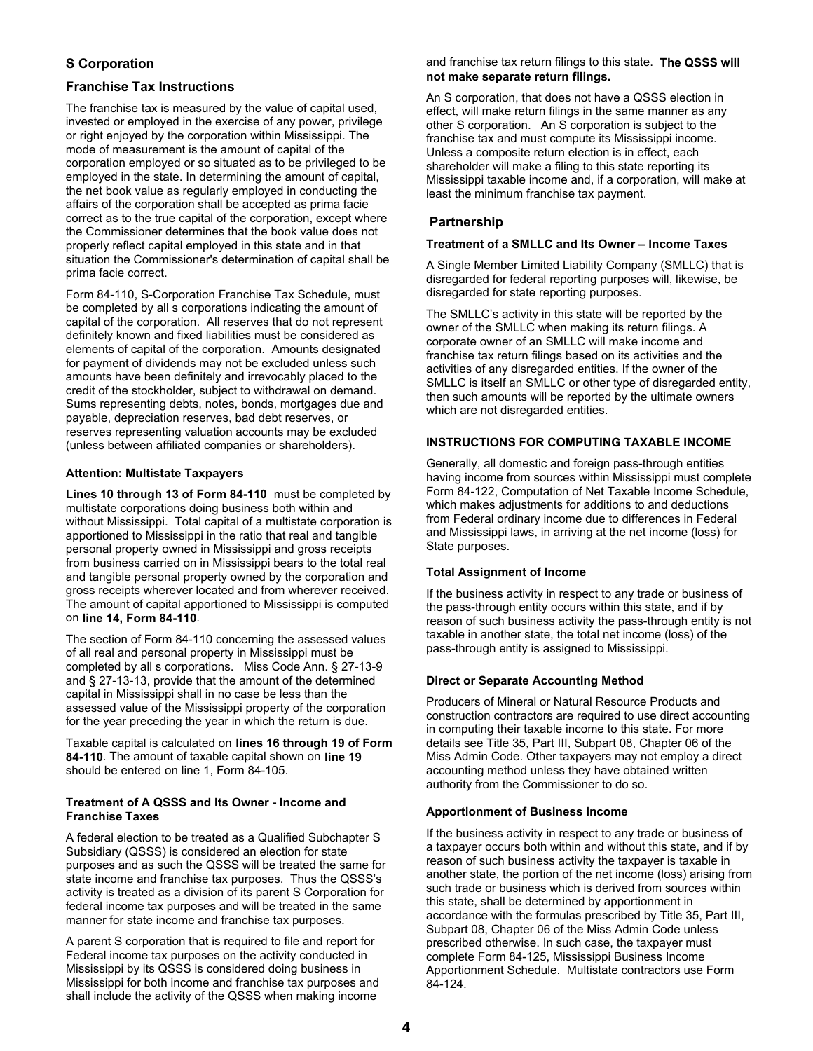## S Corporation

### Franchise Tax Instructions

The franchise tax is measured by the value of capital used, invested or employed in the exercise of any power, privilege or right enjoyed by the corporation within Mississippi. The mode of measurement is the amount of capital of the corporation employed or so situated as to be privileged to be employed in the state. In determining the amount of capital, the net book value as regularly employed in conducting the affairs of the corporation shall be accepted as prima facie correct as to the true capital of the corporation, except where the Commissioner determines that the book value does not properly reflect capital employed in this state and in that situation the Commissioner's determination of capital shall be prima facie correct.

Form 84-110, S-Corporation Franchise Tax Schedule, must be completed by all s corporations indicating the amount of capital of the corporation. All reserves that do not represent definitely known and fixed liabilities must be considered as elements of capital of the corporation. Amounts designated for payment of dividends may not be excluded unless such amounts have been definitely and irrevocably placed to the credit of the stockholder, subject to withdrawal on demand. Sums representing debts, notes, bonds, mortgages due and payable, depreciation reserves, bad debt reserves, or reserves representing valuation accounts may be excluded (unless between affiliated companies or shareholders).

#### Attention: Multistate Taxpayers

**Lines 10 through 13 of Form 84-110** must be completed by multistate corporations doing business both within and without Mississippi. Total capital of a multistate corporation is apportioned to Mississippi in the ratio that real and tangible personal property owned in Mississippi and gross receipts from business carried on in Mississippi bears to the total real and tangible personal property owned by the corporation and gross receipts wherever located and from wherever received. The amount of capital apportioned to Mississippi is computed on **line 14, Form 84-110**.

The section of Form 84-110 concerning the assessed values of all real and personal property in Mississippi must be completed by all s corporations. Miss Code Ann. § 27-13-9 and § 27-13-13, provide that the amount of the determined capital in Mississippi shall in no case be less than the assessed value of the Mississippi property of the corporation for the year preceding the year in which the return is due.

Taxable capital is calculated on **lines 16 through 19 of Form 84-110**. The amount of taxable capital shown on **line 19** should be entered on line 1, Form 84-105.

#### Treatment of A QSSS and Its Owner - Income and Franchise Taxes

A federal election to be treated as a Qualified Subchapter S Subsidiary (QSSS) is considered an election for state purposes and as such the QSSS will be treated the same for state income and franchise tax purposes. Thus the QSSS's activity is treated as a division of its parent S Corporation for federal income tax purposes and will be treated in the same manner for state income and franchise tax purposes.

A parent S corporation that is required to file and report for Federal income tax purposes on the activity conducted in Mississippi by its QSSS is considered doing business in Mississippi for both income and franchise tax purposes and shall include the activity of the QSSS when making income and franchise tax return filings to this state. **The QSSS will not make separate return filings.**

An S corporation, that does not have a QSSS election in effect, will make return filings in the same manner as any other S corporation. An S corporation is subject to the franchise tax and must compute its Mississippi income. Unless a composite return election is in effect, each shareholder will make a filing to this state reporting its Mississippi taxable income and, if a corporation, will make at least the minimum franchise tax payment.

## Partnership

#### Treatment of a SMLLC and Its Owner – Income Taxes

A Single Member Limited Liability Company (SMLLC) that is disregarded for federal reporting purposes will, likewise, be disregarded for state reporting purposes.

The SMLLC's activity in this state will be reported by the owner of the SMLLC when making its return filings. A corporate owner of an SMLLC will make income and franchise tax return filings based on its activities and the activities of any disregarded entities. If the owner of the SMLLC is itself an SMLLC or other type of disregarded entity, then such amounts will be reported by the ultimate owners which are not disregarded entities.

#### INSTRUCTIONS FOR COMPUTING TAXABLE INCOME

Generally, all domestic and foreign pass-through entities having income from sources within Mississippi must complete Form 84-122, Computation of Net Taxable Income Schedule, which makes adjustments for additions to and deductions from Federal ordinary income due to differences in Federal and Mississippi laws, in arriving at the net income (loss) for State purposes.

#### Total Assignment of Income

If the business activity in respect to any trade or business of the pass-through entity occurs within this state, and if by reason of such business activity the pass-through entity is not taxable in another state, the total net income (loss) of the pass-through entity is assigned to Mississippi.

#### Direct or Separate Accounting Method

Producers of Mineral or Natural Resource Products and construction contractors are required to use direct accounting in computing their taxable income to this state. For more details see Title 35, Part III, Subpart 08, Chapter 06 of the Miss Admin Code. Other taxpayers may not employ a direct accounting method unless they have obtained written authority from the Commissioner to do so.

#### Apportionment of Business Income

If the business activity in respect to any trade or business of a taxpayer occurs both within and without this state, and if by reason of such business activity the taxpayer is taxable in another state, the portion of the net income (loss) arising from such trade or business which is derived from sources within this state, shall be determined by apportionment in accordance with the formulas prescribed by Title 35, Part III, Subpart 08, Chapter 06 of the Miss Admin Code unless prescribed otherwise. In such case, the taxpayer must complete Form 84-125, Mississippi Business Income Apportionment Schedule. Multistate contractors use Form 84-124.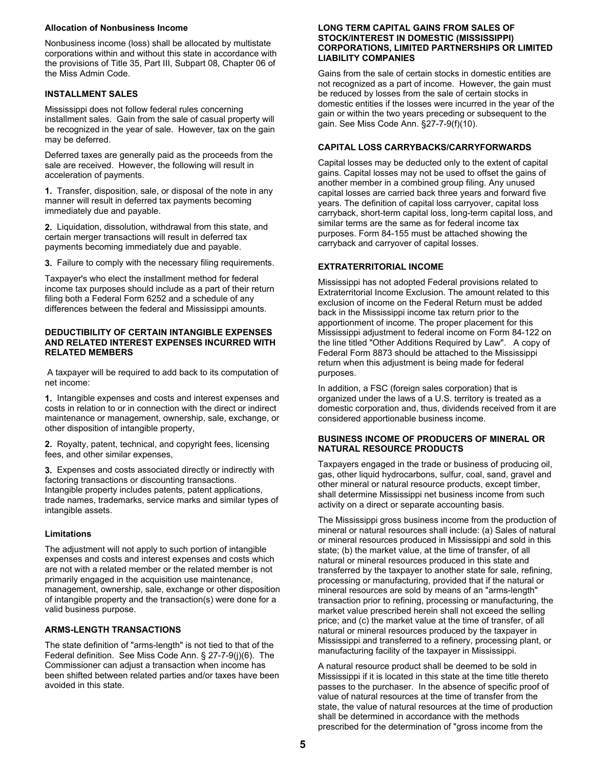### Allocation of Nonbusiness Income

Nonbusiness income (loss) shall be allocated by multistate corporations within and without this state in accordance with the provisions of Title 35, Part III, Subpart 08, Chapter 06 of the Miss Admin Code.

### INSTALLMENT SALES

Mississippi does not follow federal rules concerning installment sales. Gain from the sale of casual property will be recognized in the year of sale. However, tax on the gain may be deferred.

Deferred taxes are generally paid as the proceeds from the sale are received. However, the following will result in acceleration of payments.

**1.** Transfer, disposition, sale, or disposal of the note in any manner will result in deferred tax payments becoming immediately due and payable.

**2.** Liquidation, dissolution, withdrawal from this state, and certain merger transactions will result in deferred tax payments becoming immediately due and payable.

**3.** Failure to comply with the necessary filing requirements.

Taxpayer's who elect the installment method for federal income tax purposes should include as a part of their return filing both a Federal Form 6252 and a schedule of any differences between the federal and Mississippi amounts.

### DEDUCTIBILITY OF CERTAIN INTANGIBLE EXPENSES AND RELATED INTEREST EXPENSES INCURRED WITH RELATED MEMBERS

A taxpayer will be required to add back to its computation of net income:

**1.** Intangible expenses and costs and interest expenses and costs in relation to or in connection with the direct or indirect maintenance or management, ownership, sale, exchange, or other disposition of intangible property,

**2.** Royalty, patent, technical, and copyright fees, licensing fees, and other similar expenses,

**3.** Expenses and costs associated directly or indirectly with factoring transactions or discounting transactions. Intangible property includes patents, patent applications, trade names, trademarks, service marks and similar types of intangible assets.

### Limitations

The adjustment will not apply to such portion of intangible expenses and costs and interest expenses and costs which are not with a related member or the related member is not primarily engaged in the acquisition use maintenance, management, ownership, sale, exchange or other disposition of intangible property and the transaction(s) were done for a valid business purpose.

### ARMS-LENGTH TRANSACTIONS

The state definition of "arms-length" is not tied to that of the Federal definition. See Miss Code Ann. § 27-7-9(j)(6). The Commissioner can adjust a transaction when income has been shifted between related parties and/or taxes have been avoided in this state.

### LONG TERM CAPITAL GAINS FROM SALES OF STOCK/INTEREST IN DOMESTIC (MISSISSIPPI) CORPORATIONS, LIMITED PARTNERSHIPS OR LIMITED LIABILITY COMPANIES

Gains from the sale of certain stocks in domestic entities are not recognized as a part of income. However, the gain must be reduced by losses from the sale of certain stocks in domestic entities if the losses were incurred in the year of the gain or within the two years preceding or subsequent to the gain. See Miss Code Ann. §27-7-9(f)(10).

### CAPITAL LOSS CARRYBACKS/CARRYFORWARDS

Capital losses may be deducted only to the extent of capital gains. Capital losses may not be used to offset the gains of another member in a combined group filing. Any unused capital losses are carried back three years and forward five years. The definition of capital loss carryover, capital loss carryback, short-term capital loss, long-term capital loss, and similar terms are the same as for federal income tax purposes. Form 84-155 must be attached showing the carryback and carryover of capital losses.

### EXTRATERRITORIAL INCOME

Mississippi has not adopted Federal provisions related to Extraterritorial Income Exclusion. The amount related to this exclusion of income on the Federal Return must be added back in the Mississippi income tax return prior to the apportionment of income. The proper placement for this Mississippi adjustment to federal income on Form 84-122 on the line titled "Other Additions Required by Law". A copy of Federal Form 8873 should be attached to the Mississippi return when this adjustment is being made for federal purposes.

In addition, a FSC (foreign sales corporation) that is organized under the laws of a U.S. territory is treated as a domestic corporation and, thus, dividends received from it are considered apportionable business income.

### BUSINESS INCOME OF PRODUCERS OF MINERAL OR NATURAL RESOURCE PRODUCTS

Taxpayers engaged in the trade or business of producing oil, gas, other liquid hydrocarbons, sulfur, coal, sand, gravel and other mineral or natural resource products, except timber, shall determine Mississippi net business income from such activity on a direct or separate accounting basis.

The Mississippi gross business income from the production of mineral or natural resources shall include: (a) Sales of natural or mineral resources produced in Mississippi and sold in this state; (b) the market value, at the time of transfer, of all natural or mineral resources produced in this state and transferred by the taxpayer to another state for sale, refining, processing or manufacturing, provided that if the natural or mineral resources are sold by means of an "arms-length" transaction prior to refining, processing or manufacturing, the market value prescribed herein shall not exceed the selling price; and (c) the market value at the time of transfer, of all natural or mineral resources produced by the taxpayer in Mississippi and transferred to a refinery, processing plant, or manufacturing facility of the taxpayer in Mississippi.

A natural resource product shall be deemed to be sold in Mississippi if it is located in this state at the time title thereto passes to the purchaser. In the absence of specific proof of value of natural resources at the time of transfer from the state, the value of natural resources at the time of production shall be determined in accordance with the methods prescribed for the determination of "gross income from the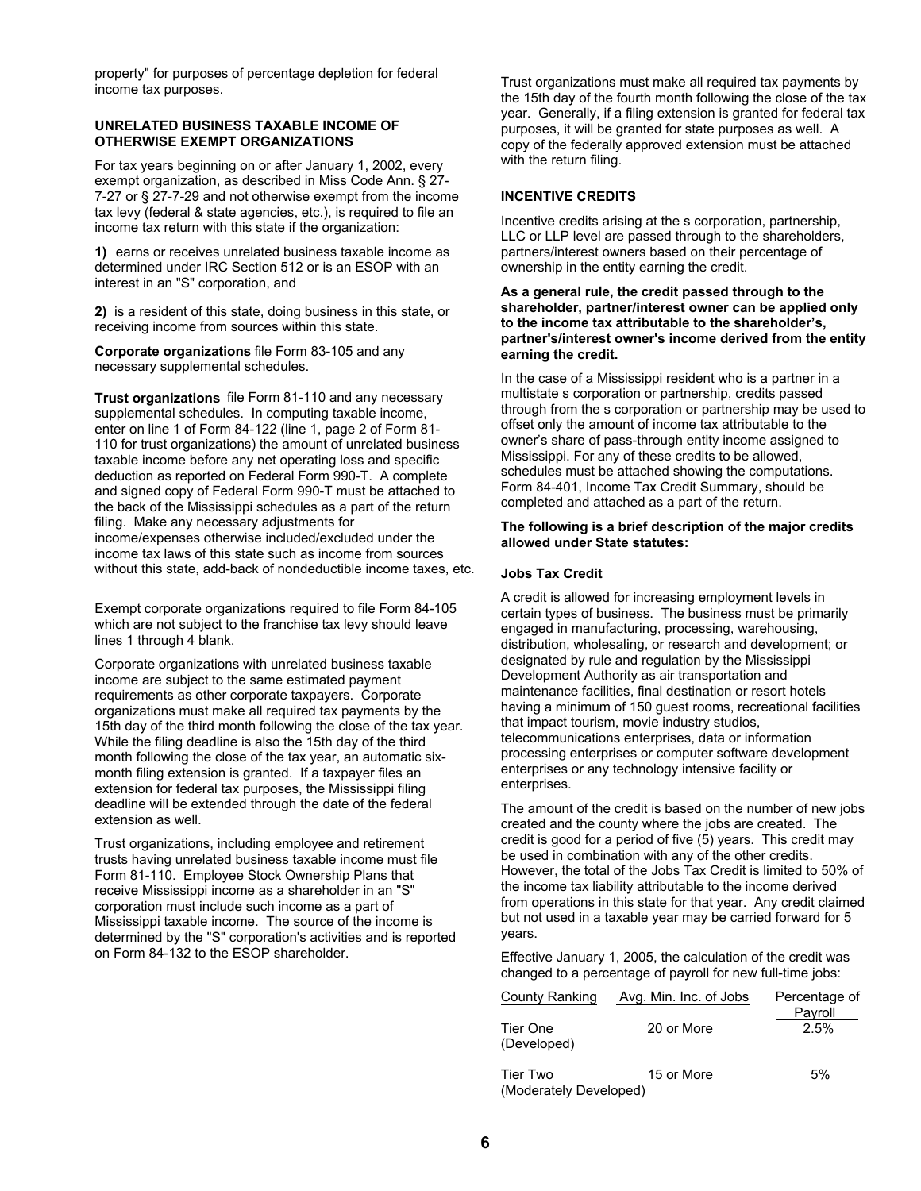property" for purposes of percentage depletion for federal income tax purposes.

**UNRELATED BUSINESS TAXABLE INCOME OF OTHERWISE EXEMPT ORGANIZATIONS**

For tax years beginning on or after January 1, 2002, every exempt organization, as described in Miss Code Ann. § 27-7-27 or § 27-7-29 and not otherwise exempt from the income tax levy (federal & state agencies, etc.), is required to file an income tax return with this state if the organization:

**1)** earns or receives unrelated business taxable income as determined under IRC Section 512 or is an ESOP with an interest in an "S" corporation, and

**2)** is a resident of this state, doing business in this state, or receiving income from sources within this state.

**Corporate organizations** file Form 83-105 and any necessary supplemental schedules.

**Trust organizations** file Form 81-110 and any necessary supplemental schedules. In computing taxable income, enter on line 1 of Form 84-122 (line 1, page 2 of Form 81-110 for trust organizations) the amount of unrelated business taxable income before any net operating loss and specific deduction as reported on Federal Form 990-T. A complete and signed copy of Federal Form 990-T must be attached to the back of the Mississippi schedules as a part of the return filing. Make any necessary adjustments for income/expenses otherwise included/excluded under the income tax laws of this state such as income from sources without this state, add-back of nondeductible income taxes, etc.

Exempt corporate organizations required to file Form 84-105 which are not subject to the franchise tax levy should leave lines 1 through 4 blank.

Corporate organizations with unrelated business taxable income are subject to the same estimated payment requirements as other corporate taxpayers. Corporate organizations must make all required tax payments by the 15th day of the third month following the close of the tax year. While the filing deadline is also the 15th day of the third month following the close of the tax year, an automatic six-month filing extension is granted. If a taxpayer files an extension for federal tax purposes, the Mississippi filing deadline will be extended through the date of the federal extension as well.

Trust organizations, including employee and retirement trusts having unrelated business taxable income must file Form 81-110. Employee Stock Ownership Plans that receive Mississippi income as a shareholder in an "S" corporation must include such income as a part of Mississippi taxable income. The source of the income is determined by the "S" corporation's activities and is reported on Form 84-132 to the ESOP shareholder.

Trust organizations must make all required tax payments by the 15th day of the fourth month following the close of the tax year. Generally, if a filing extension is granted for federal tax purposes, it will be granted for state purposes as well. A copy of the federally approved extension must be attached with the return filing.

**INCENTIVE CREDITS**

Incentive credits arising at the s corporation, partnership, LLC or LLP level are passed through to the shareholders, partners/interest owners based on their percentage of ownership in the entity earning the credit.

**As a general rule, the credit passed through to the shareholder, partner/interest owner can be applied only to the income tax attributable to the shareholder's, partner's/interest owner's income derived from the entity earning the credit.**

In the case of a Mississippi resident who is a partner in a multistate s corporation or partnership, credits passed through from the s corporation or partnership may be used to offset only the amount of income tax attributable to the owner's share of pass-through entity income assigned to Mississippi. For any of these credits to be allowed, schedules must be attached showing the computations. Form 84-401, Income Tax Credit Summary, should be completed and attached as a part of the return.

**The following is a brief description of the major credits allowed under State statutes:**

**Jobs Tax Credit**

A credit is allowed for increasing employment levels in certain types of business. The business must be primarily engaged in manufacturing, processing, warehousing, distribution, wholesaling, or research and development; or designated by rule and regulation by the Mississippi Development Authority as air transportation and maintenance facilities, final destination or resort hotels having a minimum of 150 guest rooms, recreational facilities that impact tourism, movie industry studios, telecommunications enterprises, data or information processing enterprises or computer software development enterprises or any technology intensive facility or enterprises.

The amount of the credit is based on the number of new jobs created and the county where the jobs are created. The credit is good for a period of five (5) years. This credit may be used in combination with any of the other credits. However, the total of the Jobs Tax Credit is limited to 50% of the income tax liability attributable to the income derived from operations in this state for that year. Any credit claimed but not used in a taxable year may be carried forward for 5 years.

Effective January 1, 2005, the calculation of the credit was changed to a percentage of payroll for new full-time jobs:

| County Ranking | Avg. Min. Inc. of Jobs | Percentage of Payroll |
|---|---|---|
| Tier One (Developed) | 20 or More | 2.5% |
| Tier Two (Moderately Developed) | 15 or More | 5% |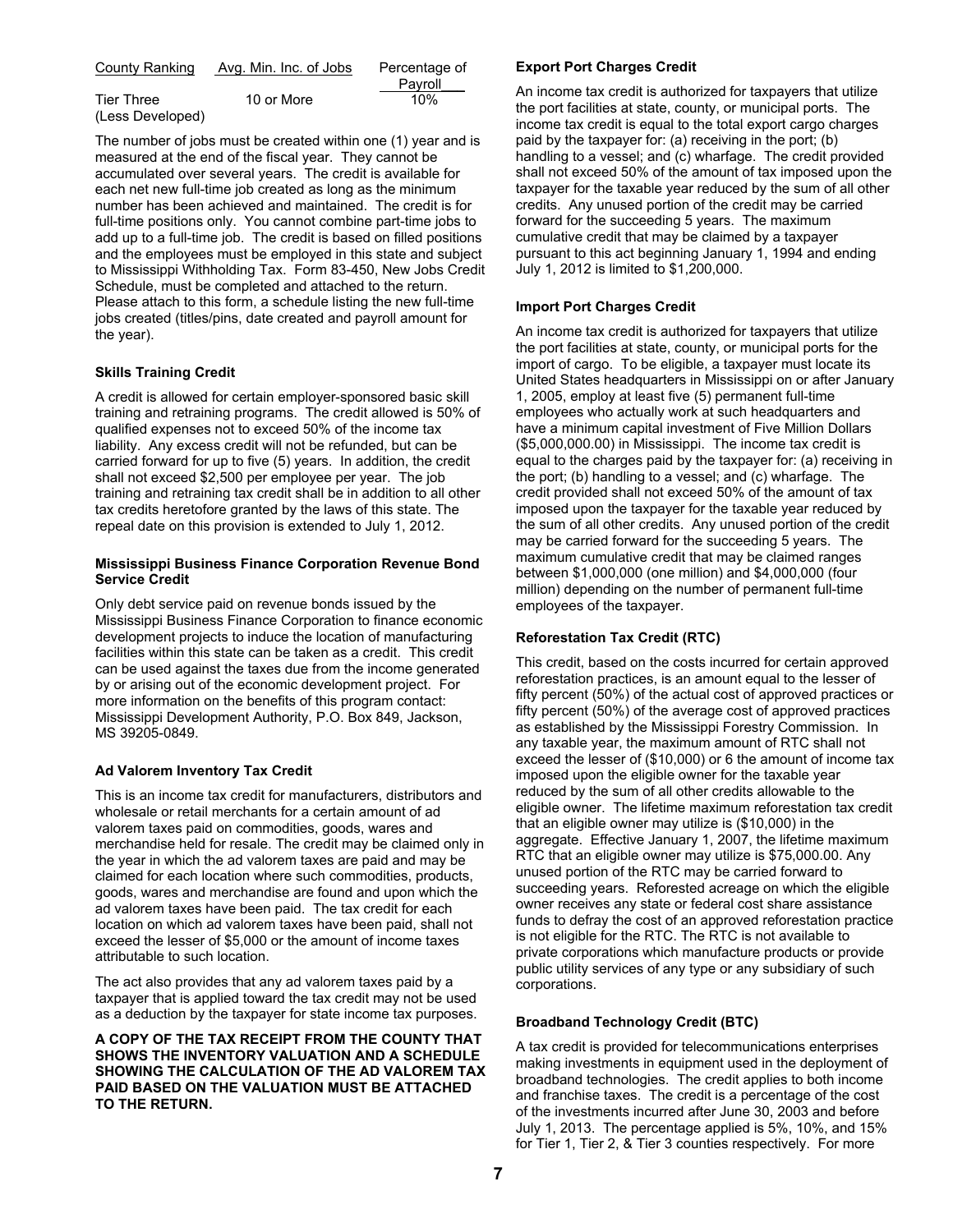| County Ranking | Avg. Min. Inc. of Jobs | Percentage of Payroll |
|---|---|---|
| Tier Three (Less Developed) | 10 or More | 10% |

The number of jobs must be created within one (1) year and is measured at the end of the fiscal year. They cannot be accumulated over several years. The credit is available for each net new full-time job created as long as the minimum number has been achieved and maintained. The credit is for full-time positions only. You cannot combine part-time jobs to add up to a full-time job. The credit is based on filled positions and the employees must be employed in this state and subject to Mississippi Withholding Tax. Form 83-450, New Jobs Credit Schedule, must be completed and attached to the return. Please attach to this form, a schedule listing the new full-time jobs created (titles/pins, date created and payroll amount for the year).

### Skills Training Credit

A credit is allowed for certain employer-sponsored basic skill training and retraining programs. The credit allowed is 50% of qualified expenses not to exceed 50% of the income tax liability. Any excess credit will not be refunded, but can be carried forward for up to five (5) years. In addition, the credit shall not exceed $2,500 per employee per year. The job training and retraining tax credit shall be in addition to all other tax credits heretofore granted by the laws of this state. The repeal date on this provision is extended to July 1, 2012.

### Mississippi Business Finance Corporation Revenue Bond Service Credit

Only debt service paid on revenue bonds issued by the Mississippi Business Finance Corporation to finance economic development projects to induce the location of manufacturing facilities within this state can be taken as a credit. This credit can be used against the taxes due from the income generated by or arising out of the economic development project. For more information on the benefits of this program contact: Mississippi Development Authority, P.O. Box 849, Jackson, MS 39205-0849.

### Ad Valorem Inventory Tax Credit

This is an income tax credit for manufacturers, distributors and wholesale or retail merchants for a certain amount of ad valorem taxes paid on commodities, goods, wares and merchandise held for resale. The credit may be claimed only in the year in which the ad valorem taxes are paid and may be claimed for each location where such commodities, products, goods, wares and merchandise are found and upon which the ad valorem taxes have been paid. The tax credit for each location on which ad valorem taxes have been paid, shall not exceed the lesser of $5,000 or the amount of income taxes attributable to such location.

The act also provides that any ad valorem taxes paid by a taxpayer that is applied toward the tax credit may not be used as a deduction by the taxpayer for state income tax purposes.

**A COPY OF THE TAX RECEIPT FROM THE COUNTY THAT SHOWS THE INVENTORY VALUATION AND A SCHEDULE SHOWING THE CALCULATION OF THE AD VALOREM TAX PAID BASED ON THE VALUATION MUST BE ATTACHED TO THE RETURN.**

### Export Port Charges Credit

An income tax credit is authorized for taxpayers that utilize the port facilities at state, county, or municipal ports. The income tax credit is equal to the total export cargo charges paid by the taxpayer for: (a) receiving in the port; (b) handling to a vessel; and (c) wharfage. The credit provided shall not exceed 50% of the amount of tax imposed upon the taxpayer for the taxable year reduced by the sum of all other credits. Any unused portion of the credit may be carried forward for the succeeding 5 years. The maximum cumulative credit that may be claimed by a taxpayer pursuant to this act beginning January 1, 1994 and ending July 1, 2012 is limited to $1,200,000.

### Import Port Charges Credit

An income tax credit is authorized for taxpayers that utilize the port facilities at state, county, or municipal ports for the import of cargo. To be eligible, a taxpayer must locate its United States headquarters in Mississippi on or after January 1, 2005, employ at least five (5) permanent full-time employees who actually work at such headquarters and have a minimum capital investment of Five Million Dollars ($5,000,000.00) in Mississippi. The income tax credit is equal to the charges paid by the taxpayer for: (a) receiving in the port; (b) handling to a vessel; and (c) wharfage. The credit provided shall not exceed 50% of the amount of tax imposed upon the taxpayer for the taxable year reduced by the sum of all other credits. Any unused portion of the credit may be carried forward for the succeeding 5 years. The maximum cumulative credit that may be claimed ranges between $1,000,000 (one million) and $4,000,000 (four million) depending on the number of permanent full-time employees of the taxpayer.

### Reforestation Tax Credit (RTC)

This credit, based on the costs incurred for certain approved reforestation practices, is an amount equal to the lesser of fifty percent (50%) of the actual cost of approved practices or fifty percent (50%) of the average cost of approved practices as established by the Mississippi Forestry Commission. In any taxable year, the maximum amount of RTC shall not exceed the lesser of ($10,000) or 6 the amount of income tax imposed upon the eligible owner for the taxable year reduced by the sum of all other credits allowable to the eligible owner. The lifetime maximum reforestation tax credit that an eligible owner may utilize is ($10,000) in the aggregate. Effective January 1, 2007, the lifetime maximum RTC that an eligible owner may utilize is $75,000.00. Any unused portion of the RTC may be carried forward to succeeding years. Reforested acreage on which the eligible owner receives any state or federal cost share assistance funds to defray the cost of an approved reforestation practice is not eligible for the RTC. The RTC is not available to private corporations which manufacture products or provide public utility services of any type or any subsidiary of such corporations.

### Broadband Technology Credit (BTC)

A tax credit is provided for telecommunications enterprises making investments in equipment used in the deployment of broadband technologies. The credit applies to both income and franchise taxes. The credit is a percentage of the cost of the investments incurred after June 30, 2003 and before July 1, 2013. The percentage applied is 5%, 10%, and 15% for Tier 1, Tier 2, & Tier 3 counties respectively. For more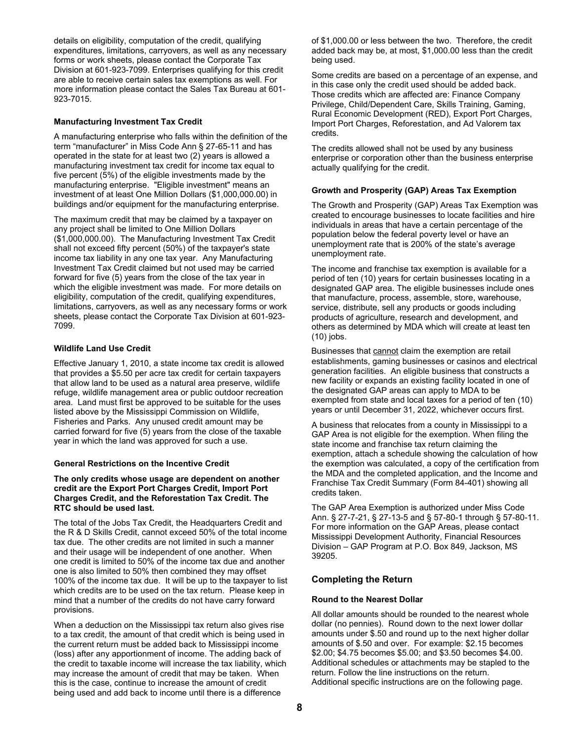details on eligibility, computation of the credit, qualifying expenditures, limitations, carryovers, as well as any necessary forms or work sheets, please contact the Corporate Tax Division at 601-923-7099. Enterprises qualifying for this credit are able to receive certain sales tax exemptions as well. For more information please contact the Sales Tax Bureau at 601-923-7015.

**Manufacturing Investment Tax Credit**

A manufacturing enterprise who falls within the definition of the term "manufacturer" in Miss Code Ann § 27-65-11 and has operated in the state for at least two (2) years is allowed a manufacturing investment tax credit for income tax equal to five percent (5%) of the eligible investments made by the manufacturing enterprise. "Eligible investment" means an investment of at least One Million Dollars ($1,000,000.00) in buildings and/or equipment for the manufacturing enterprise.

The maximum credit that may be claimed by a taxpayer on any project shall be limited to One Million Dollars ($1,000,000.00). The Manufacturing Investment Tax Credit shall not exceed fifty percent (50%) of the taxpayer's state income tax liability in any one tax year. Any Manufacturing Investment Tax Credit claimed but not used may be carried forward for five (5) years from the close of the tax year in which the eligible investment was made. For more details on eligibility, computation of the credit, qualifying expenditures, limitations, carryovers, as well as any necessary forms or work sheets, please contact the Corporate Tax Division at 601-923-7099.

**Wildlife Land Use Credit**

Effective January 1, 2010, a state income tax credit is allowed that provides a $5.50 per acre tax credit for certain taxpayers that allow land to be used as a natural area preserve, wildlife refuge, wildlife management area or public outdoor recreation area. Land must first be approved to be suitable for the uses listed above by the Mississippi Commission on Wildlife, Fisheries and Parks. Any unused credit amount may be carried forward for five (5) years from the close of the taxable year in which the land was approved for such a use.

**General Restrictions on the Incentive Credit**

**The only credits whose usage are dependent on another credit are the Export Port Charges Credit, Import Port Charges Credit, and the Reforestation Tax Credit. The RTC should be used last.**

The total of the Jobs Tax Credit, the Headquarters Credit and the R & D Skills Credit, cannot exceed 50% of the total income tax due. The other credits are not limited in such a manner and their usage will be independent of one another. When one credit is limited to 50% of the income tax due and another one is also limited to 50% then combined they may offset 100% of the income tax due. It will be up to the taxpayer to list which credits are to be used on the tax return. Please keep in mind that a number of the credits do not have carry forward provisions.

When a deduction on the Mississippi tax return also gives rise to a tax credit, the amount of that credit which is being used in the current return must be added back to Mississippi income (loss) after any apportionment of income. The adding back of the credit to taxable income will increase the tax liability, which may increase the amount of credit that may be taken. When this is the case, continue to increase the amount of credit being used and add back to income until there is a difference of $1,000.00 or less between the two. Therefore, the credit added back may be, at most, $1,000.00 less than the credit being used.

Some credits are based on a percentage of an expense, and in this case only the credit used should be added back. Those credits which are affected are: Finance Company Privilege, Child/Dependent Care, Skills Training, Gaming, Rural Economic Development (RED), Export Port Charges, Import Port Charges, Reforestation, and Ad Valorem tax credits.

The credits allowed shall not be used by any business enterprise or corporation other than the business enterprise actually qualifying for the credit.

**Growth and Prosperity (GAP) Areas Tax Exemption**

The Growth and Prosperity (GAP) Areas Tax Exemption was created to encourage businesses to locate facilities and hire individuals in areas that have a certain percentage of the population below the federal poverty level or have an unemployment rate that is 200% of the state's average unemployment rate.

The income and franchise tax exemption is available for a period of ten (10) years for certain businesses locating in a designated GAP area. The eligible businesses include ones that manufacture, process, assemble, store, warehouse, service, distribute, sell any products or goods including products of agriculture, research and development, and others as determined by MDA which will create at least ten (10) jobs.

Businesses that cannot claim the exemption are retail establishments, gaming businesses or casinos and electrical generation facilities. An eligible business that constructs a new facility or expands an existing facility located in one of the designated GAP areas can apply to MDA to be exempted from state and local taxes for a period of ten (10) years or until December 31, 2022, whichever occurs first.

A business that relocates from a county in Mississippi to a GAP Area is not eligible for the exemption. When filing the state income and franchise tax return claiming the exemption, attach a schedule showing the calculation of how the exemption was calculated, a copy of the certification from the MDA and the completed application, and the Income and Franchise Tax Credit Summary (Form 84-401) showing all credits taken.

The GAP Area Exemption is authorized under Miss Code Ann. § 27-7-21, § 27-13-5 and § 57-80-1 through § 57-80-11. For more information on the GAP Areas, please contact Mississippi Development Authority, Financial Resources Division – GAP Program at P.O. Box 849, Jackson, MS 39205.

## Completing the Return

**Round to the Nearest Dollar**

All dollar amounts should be rounded to the nearest whole dollar (no pennies). Round down to the next lower dollar amounts under $.50 and round up to the next higher dollar amounts of $.50 and over. For example: $2.15 becomes $2.00; $4.75 becomes $5.00; and $3.50 becomes $4.00. Additional schedules or attachments may be stapled to the return. Follow the line instructions on the return. Additional specific instructions are on the following page.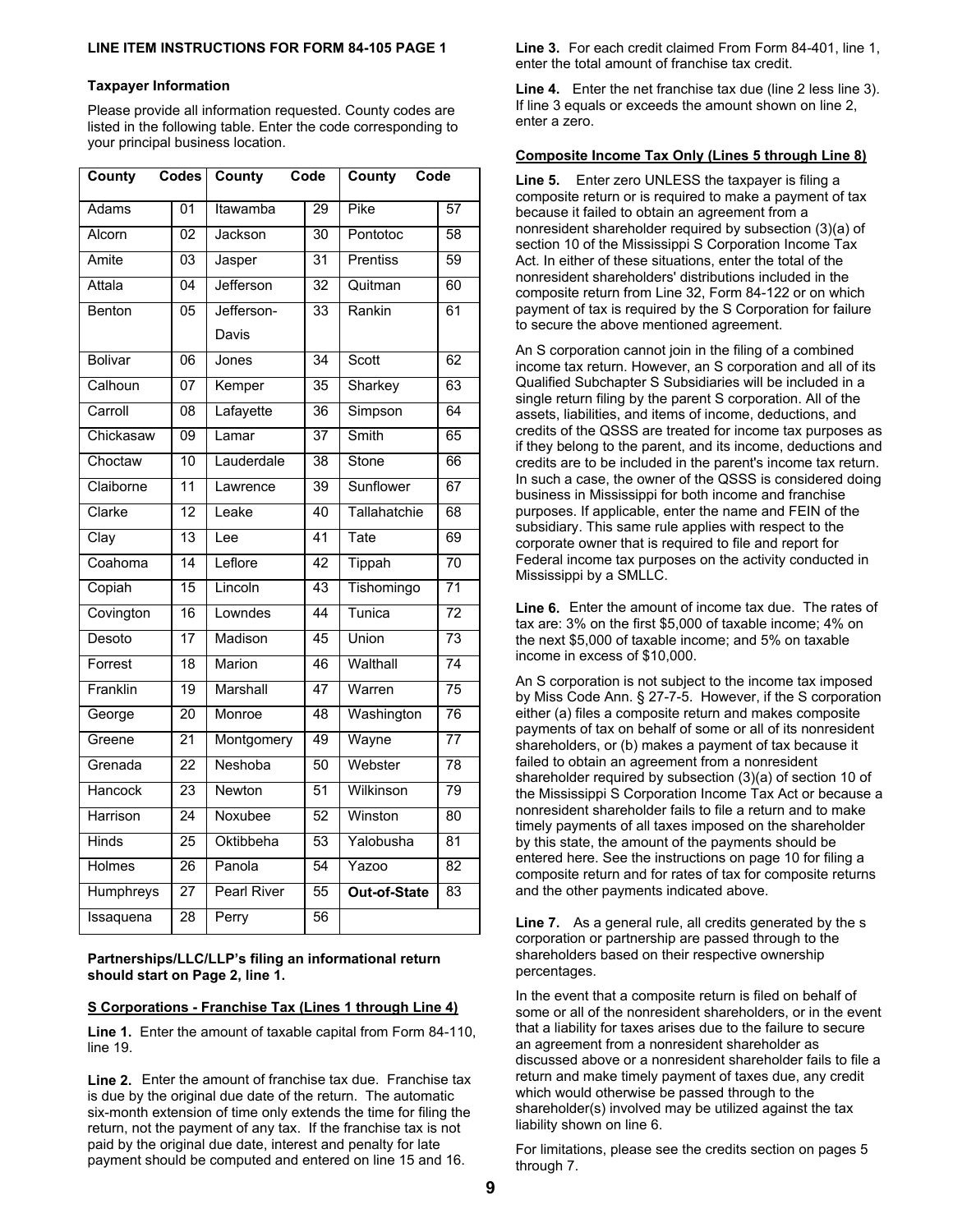**LINE ITEM INSTRUCTIONS FOR FORM 84-105 PAGE 1**

**Taxpayer Information**

Please provide all information requested. County codes are listed in the following table. Enter the code corresponding to your principal business location.

| County | Codes | County | Code | County | Code |
|---|---|---|---|---|---|
| Adams | 01 | Itawamba | 29 | Pike | 57 |
| Alcorn | 02 | Jackson | 30 | Pontotoc | 58 |
| Amite | 03 | Jasper | 31 | Prentiss | 59 |
| Attala | 04 | Jefferson | 32 | Quitman | 60 |
| Benton | 05 | Jefferson-Davis | 33 | Rankin | 61 |
| Bolivar | 06 | Jones | 34 | Scott | 62 |
| Calhoun | 07 | Kemper | 35 | Sharkey | 63 |
| Carroll | 08 | Lafayette | 36 | Simpson | 64 |
| Chickasaw | 09 | Lamar | 37 | Smith | 65 |
| Choctaw | 10 | Lauderdale | 38 | Stone | 66 |
| Claiborne | 11 | Lawrence | 39 | Sunflower | 67 |
| Clarke | 12 | Leake | 40 | Tallahatchie | 68 |
| Clay | 13 | Lee | 41 | Tate | 69 |
| Coahoma | 14 | Leflore | 42 | Tippah | 70 |
| Copiah | 15 | Lincoln | 43 | Tishomingo | 71 |
| Covington | 16 | Lowndes | 44 | Tunica | 72 |
| Desoto | 17 | Madison | 45 | Union | 73 |
| Forrest | 18 | Marion | 46 | Walthall | 74 |
| Franklin | 19 | Marshall | 47 | Warren | 75 |
| George | 20 | Monroe | 48 | Washington | 76 |
| Greene | 21 | Montgomery | 49 | Wayne | 77 |
| Grenada | 22 | Neshoba | 50 | Webster | 78 |
| Hancock | 23 | Newton | 51 | Wilkinson | 79 |
| Harrison | 24 | Noxubee | 52 | Winston | 80 |
| Hinds | 25 | Oktibbeha | 53 | Yalobusha | 81 |
| Holmes | 26 | Panola | 54 | Yazoo | 82 |
| Humphreys | 27 | Pearl River | 55 | **Out-of-State** | 83 |
| Issaquena | 28 | Perry | 56 | | |

**Partnerships/LLC/LLP's filing an informational return should start on Page 2, line 1.**

**S Corporations - Franchise Tax (Lines 1 through Line 4)**

**Line 1.** Enter the amount of taxable capital from Form 84-110, line 19.

**Line 2.** Enter the amount of franchise tax due. Franchise tax is due by the original due date of the return. The automatic six-month extension of time only extends the time for filing the return, not the payment of any tax. If the franchise tax is not paid by the original due date, interest and penalty for late payment should be computed and entered on line 15 and 16.

**Line 3.** For each credit claimed From Form 84-401, line 1, enter the total amount of franchise tax credit.

**Line 4.** Enter the net franchise tax due (line 2 less line 3). If line 3 equals or exceeds the amount shown on line 2, enter a zero.

**Composite Income Tax Only (Lines 5 through Line 8)**

**Line 5.** Enter zero UNLESS the taxpayer is filing a composite return or is required to make a payment of tax because it failed to obtain an agreement from a nonresident shareholder required by subsection (3)(a) of section 10 of the Mississippi S Corporation Income Tax Act. In either of these situations, enter the total of the nonresident shareholders' distributions included in the composite return from Line 32, Form 84-122 or on which payment of tax is required by the S Corporation for failure to secure the above mentioned agreement.

An S corporation cannot join in the filing of a combined income tax return. However, an S corporation and all of its Qualified Subchapter S Subsidiaries will be included in a single return filing by the parent S corporation. All of the assets, liabilities, and items of income, deductions, and credits of the QSSS are treated for income tax purposes as if they belong to the parent, and its income, deductions and credits are to be included in the parent's income tax return. In such a case, the owner of the QSSS is considered doing business in Mississippi for both income and franchise purposes. If applicable, enter the name and FEIN of the subsidiary. This same rule applies with respect to the corporate owner that is required to file and report for Federal income tax purposes on the activity conducted in Mississippi by a SMLLC.

**Line 6.** Enter the amount of income tax due. The rates of tax are: 3% on the first $5,000 of taxable income; 4% on the next $5,000 of taxable income; and 5% on taxable income in excess of $10,000.

An S corporation is not subject to the income tax imposed by Miss Code Ann. § 27-7-5. However, if the S corporation either (a) files a composite return and makes composite payments of tax on behalf of some or all of its nonresident shareholders, or (b) makes a payment of tax because it failed to obtain an agreement from a nonresident shareholder required by subsection (3)(a) of section 10 of the Mississippi S Corporation Income Tax Act or because a nonresident shareholder fails to file a return and to make timely payments of all taxes imposed on the shareholder by this state, the amount of the payments should be entered here. See the instructions on page 10 for filing a composite return and for rates of tax for composite returns and the other payments indicated above.

**Line 7.** As a general rule, all credits generated by the s corporation or partnership are passed through to the shareholders based on their respective ownership percentages.

In the event that a composite return is filed on behalf of some or all of the nonresident shareholders, or in the event that a liability for taxes arises due to the failure to secure an agreement from a nonresident shareholder as discussed above or a nonresident shareholder fails to file a return and make timely payment of taxes due, any credit which would otherwise be passed through to the shareholder(s) involved may be utilized against the tax liability shown on line 6.

For limitations, please see the credits section on pages 5 through 7.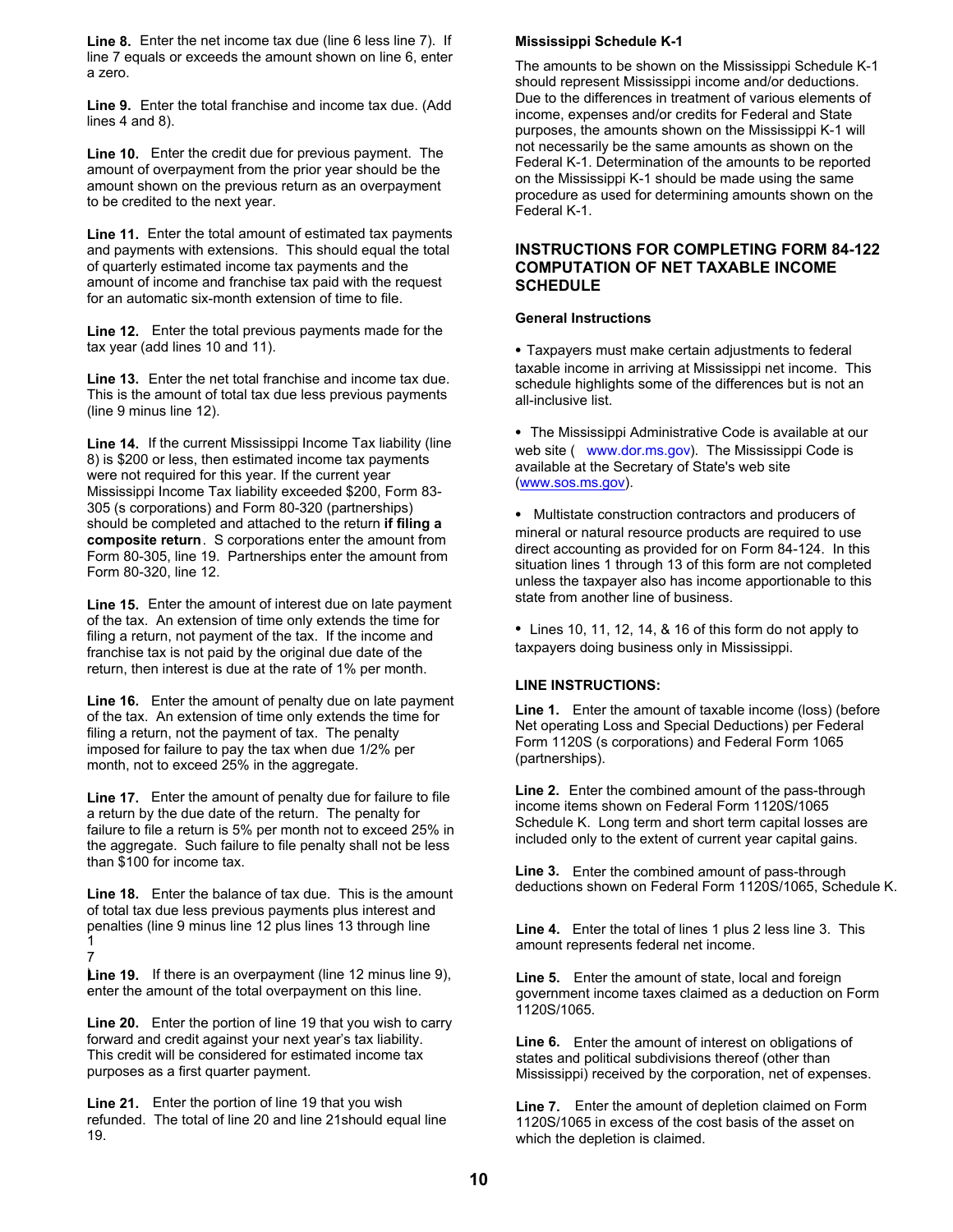**Line 8.** Enter the net income tax due (line 6 less line 7). If line 7 equals or exceeds the amount shown on line 6, enter a zero.

**Line 9.** Enter the total franchise and income tax due. (Add lines 4 and 8).

**Line 10.** Enter the credit due for previous payment. The amount of overpayment from the prior year should be the amount shown on the previous return as an overpayment to be credited to the next year.

**Line 11.** Enter the total amount of estimated tax payments and payments with extensions. This should equal the total of quarterly estimated income tax payments and the amount of income and franchise tax paid with the request for an automatic six-month extension of time to file.

**Line 12.** Enter the total previous payments made for the tax year (add lines 10 and 11).

**Line 13.** Enter the net total franchise and income tax due. This is the amount of total tax due less previous payments (line 9 minus line 12).

**Line 14.** If the current Mississippi Income Tax liability (line 8) is $200 or less, then estimated income tax payments were not required for this year. If the current year Mississippi Income Tax liability exceeded $200, Form 83-305 (s corporations) and Form 80-320 (partnerships) should be completed and attached to the return **if filing a composite return**. S corporations enter the amount from Form 80-305, line 19. Partnerships enter the amount from Form 80-320, line 12.

**Line 15.** Enter the amount of interest due on late payment of the tax. An extension of time only extends the time for filing a return, not payment of the tax. If the income and franchise tax is not paid by the original due date of the return, then interest is due at the rate of 1% per month.

**Line 16.** Enter the amount of penalty due on late payment of the tax. An extension of time only extends the time for filing a return, not the payment of tax. The penalty imposed for failure to pay the tax when due 1/2% per month, not to exceed 25% in the aggregate.

**Line 17.** Enter the amount of penalty due for failure to file a return by the due date of the return. The penalty for failure to file a return is 5% per month not to exceed 25% in the aggregate. Such failure to file penalty shall not be less than $100 for income tax.

**Line 18.** Enter the balance of tax due. This is the amount of total tax due less previous payments plus interest and penalties (line 9 minus line 12 plus lines 13 through line 17

**Line 19.** If there is an overpayment (line 12 minus line 9), enter the amount of the total overpayment on this line.

**Line 20.** Enter the portion of line 19 that you wish to carry forward and credit against your next year's tax liability. This credit will be considered for estimated income tax purposes as a first quarter payment.

**Line 21.** Enter the portion of line 19 that you wish refunded. The total of line 20 and line 21should equal line 19.

**Mississippi Schedule K-1**

The amounts to be shown on the Mississippi Schedule K-1 should represent Mississippi income and/or deductions. Due to the differences in treatment of various elements of income, expenses and/or credits for Federal and State purposes, the amounts shown on the Mississippi K-1 will not necessarily be the same amounts as shown on the Federal K-1. Determination of the amounts to be reported on the Mississippi K-1 should be made using the same procedure as used for determining amounts shown on the Federal K-1.

## INSTRUCTIONS FOR COMPLETING FORM 84-122 COMPUTATION OF NET TAXABLE INCOME SCHEDULE

**General Instructions**

- Taxpayers must make certain adjustments to federal taxable income in arriving at Mississippi net income. This schedule highlights some of the differences but is not an all-inclusive list.

- The Mississippi Administrative Code is available at our web site ( www.dor.ms.gov). The Mississippi Code is available at the Secretary of State's web site (www.sos.ms.gov).

- Multistate construction contractors and producers of mineral or natural resource products are required to use direct accounting as provided for on Form 84-124. In this situation lines 1 through 13 of this form are not completed unless the taxpayer also has income apportionable to this state from another line of business.

- Lines 10, 11, 12, 14, & 16 of this form do not apply to taxpayers doing business only in Mississippi.

**LINE INSTRUCTIONS:**

**Line 1.** Enter the amount of taxable income (loss) (before Net operating Loss and Special Deductions) per Federal Form 1120S (s corporations) and Federal Form 1065 (partnerships).

**Line 2.** Enter the combined amount of the pass-through income items shown on Federal Form 1120S/1065 Schedule K. Long term and short term capital losses are included only to the extent of current year capital gains.

**Line 3.** Enter the combined amount of pass-through deductions shown on Federal Form 1120S/1065, Schedule K.

**Line 4.** Enter the total of lines 1 plus 2 less line 3. This amount represents federal net income.

**Line 5.** Enter the amount of state, local and foreign government income taxes claimed as a deduction on Form 1120S/1065.

**Line 6.** Enter the amount of interest on obligations of states and political subdivisions thereof (other than Mississippi) received by the corporation, net of expenses.

**Line 7.** Enter the amount of depletion claimed on Form 1120S/1065 in excess of the cost basis of the asset on which the depletion is claimed.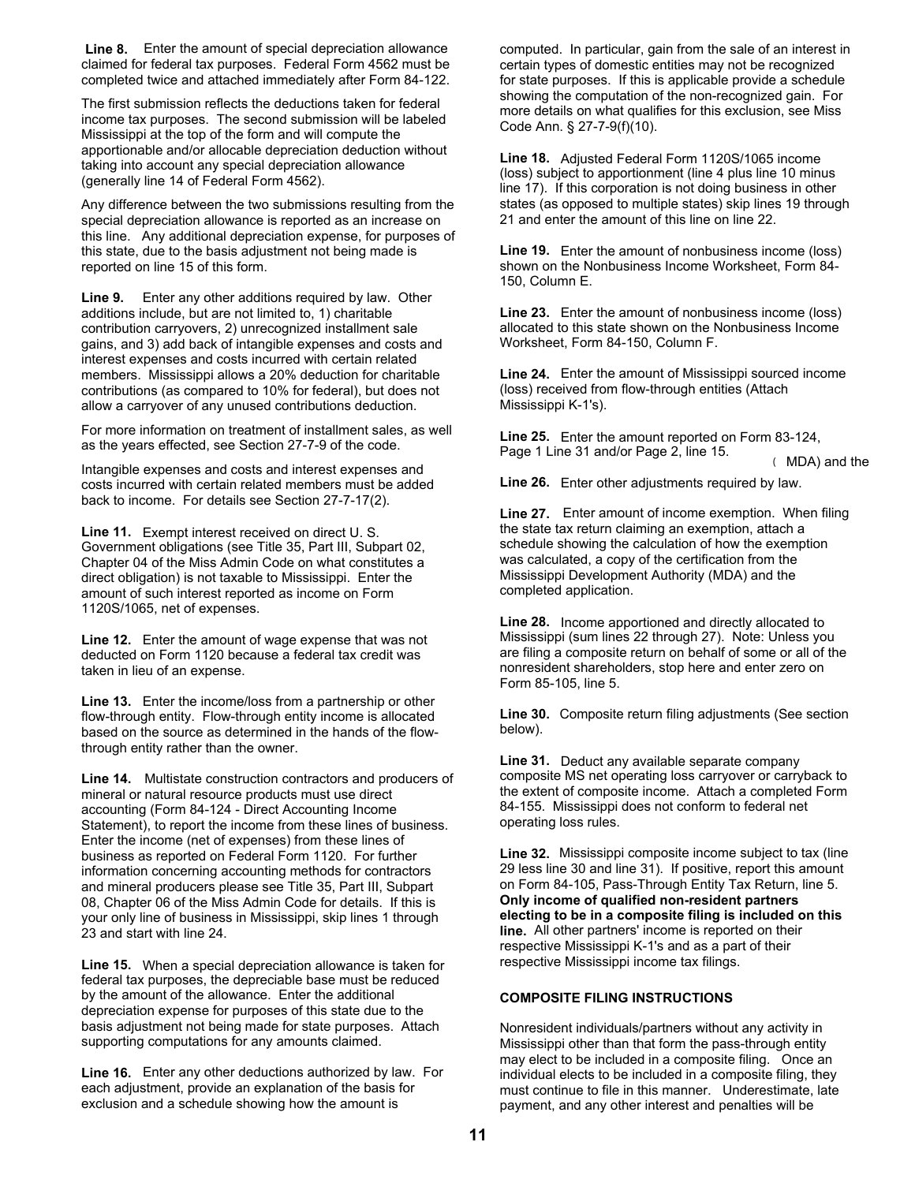**Line 8.** Enter the amount of special depreciation allowance claimed for federal tax purposes. Federal Form 4562 must be completed twice and attached immediately after Form 84-122.

The first submission reflects the deductions taken for federal income tax purposes. The second submission will be labeled Mississippi at the top of the form and will compute the apportionable and/or allocable depreciation deduction without taking into account any special depreciation allowance (generally line 14 of Federal Form 4562).

Any difference between the two submissions resulting from the special depreciation allowance is reported as an increase on this line. Any additional depreciation expense, for purposes of this state, due to the basis adjustment not being made is reported on line 15 of this form.

**Line 9.** Enter any other additions required by law. Other additions include, but are not limited to, 1) charitable contribution carryovers, 2) unrecognized installment sale gains, and 3) add back of intangible expenses and costs and interest expenses and costs incurred with certain related members. Mississippi allows a 20% deduction for charitable contributions (as compared to 10% for federal), but does not allow a carryover of any unused contributions deduction.

For more information on treatment of installment sales, as well as the years effected, see Section 27-7-9 of the code.

Intangible expenses and costs and interest expenses and costs incurred with certain related members must be added back to income. For details see Section 27-7-17(2).

**Line 11.** Exempt interest received on direct U. S. Government obligations (see Title 35, Part III, Subpart 02, Chapter 04 of the Miss Admin Code on what constitutes a direct obligation) is not taxable to Mississippi. Enter the amount of such interest reported as income on Form 1120S/1065, net of expenses.

**Line 12.** Enter the amount of wage expense that was not deducted on Form 1120 because a federal tax credit was taken in lieu of an expense.

**Line 13.** Enter the income/loss from a partnership or other flow-through entity. Flow-through entity income is allocated based on the source as determined in the hands of the flow-through entity rather than the owner.

**Line 14.** Multistate construction contractors and producers of mineral or natural resource products must use direct accounting (Form 84-124 - Direct Accounting Income Statement), to report the income from these lines of business. Enter the income (net of expenses) from these lines of business as reported on Federal Form 1120. For further information concerning accounting methods for contractors and mineral producers please see Title 35, Part III, Subpart 08, Chapter 06 of the Miss Admin Code for details. If this is your only line of business in Mississippi, skip lines 1 through 23 and start with line 24.

**Line 15.** When a special depreciation allowance is taken for federal tax purposes, the depreciable base must be reduced by the amount of the allowance. Enter the additional depreciation expense for purposes of this state due to the basis adjustment not being made for state purposes. Attach supporting computations for any amounts claimed.

**Line 16.** Enter any other deductions authorized by law. For each adjustment, provide an explanation of the basis for exclusion and a schedule showing how the amount is computed. In particular, gain from the sale of an interest in certain types of domestic entities may not be recognized for state purposes. If this is applicable provide a schedule showing the computation of the non-recognized gain. For more details on what qualifies for this exclusion, see Miss Code Ann. § 27-7-9(f)(10).

**Line 18.** Adjusted Federal Form 1120S/1065 income (loss) subject to apportionment (line 4 plus line 10 minus line 17). If this corporation is not doing business in other states (as opposed to multiple states) skip lines 19 through 21 and enter the amount of this line on line 22.

**Line 19.** Enter the amount of nonbusiness income (loss) shown on the Nonbusiness Income Worksheet, Form 84-150, Column E.

**Line 23.** Enter the amount of nonbusiness income (loss) allocated to this state shown on the Nonbusiness Income Worksheet, Form 84-150, Column F.

**Line 24.** Enter the amount of Mississippi sourced income (loss) received from flow-through entities (Attach Mississippi K-1's).

**Line 25.** Enter the amount reported on Form 83-124, Page 1 Line 31 and/or Page 2, line 15.

**Line 26.** Enter other adjustments required by law.

**Line 27.** Enter amount of income exemption. When filing the state tax return claiming an exemption, attach a schedule showing the calculation of how the exemption was calculated, a copy of the certification from the Mississippi Development Authority (MDA) and the completed application.

**Line 28.** Income apportioned and directly allocated to Mississippi (sum lines 22 through 27). Note: Unless you are filing a composite return on behalf of some or all of the nonresident shareholders, stop here and enter zero on Form 85-105, line 5.

**Line 30.** Composite return filing adjustments (See section below).

**Line 31.** Deduct any available separate company composite MS net operating loss carryover or carryback to the extent of composite income. Attach a completed Form 84-155. Mississippi does not conform to federal net operating loss rules.

**Line 32.** Mississippi composite income subject to tax (line 29 less line 30 and line 31). If positive, report this amount on Form 84-105, Pass-Through Entity Tax Return, line 5. **Only income of qualified non-resident partners electing to be in a composite filing is included on this line.** All other partners' income is reported on their respective Mississippi K-1's and as a part of their respective Mississippi income tax filings.

### COMPOSITE FILING INSTRUCTIONS

Nonresident individuals/partners without any activity in Mississippi other than that form the pass-through entity may elect to be included in a composite filing. Once an individual elects to be included in a composite filing, they must continue to file in this manner. Underestimate, late payment, and any other interest and penalties will be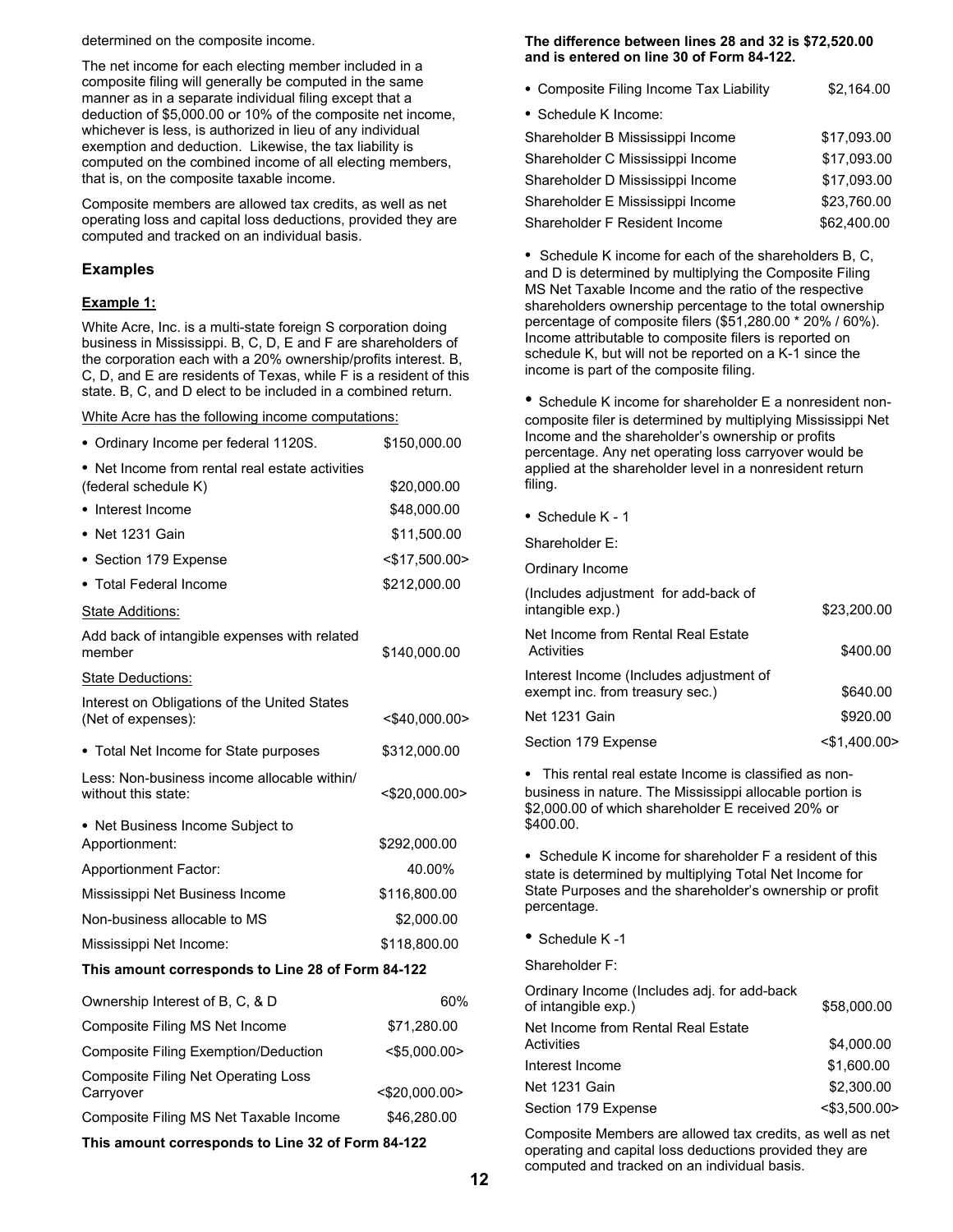determined on the composite income.

The net income for each electing member included in a composite filing will generally be computed in the same manner as in a separate individual filing except that a deduction of $5,000.00 or 10% of the composite net income, whichever is less, is authorized in lieu of any individual exemption and deduction. Likewise, the tax liability is computed on the combined income of all electing members, that is, on the composite taxable income.

Composite members are allowed tax credits, as well as net operating loss and capital loss deductions, provided they are computed and tracked on an individual basis.

## Examples

**Example 1:**

White Acre, Inc. is a multi-state foreign S corporation doing business in Mississippi. B, C, D, E and F are shareholders of the corporation each with a 20% ownership/profits interest. B, C, D, and E are residents of Texas, while F is a resident of this state. B, C, and D elect to be included in a combined return.

White Acre has the following income computations:

| | |
|---|---|
| • Ordinary Income per federal 1120S. | $150,000.00 |
| • Net Income from rental real estate activities (federal schedule K) | $20,000.00 |
| • Interest Income | $48,000.00 |
| • Net 1231 Gain | $11,500.00 |
| • Section 179 Expense | <$17,500.00> |
| • Total Federal Income | $212,000.00 |
| State Additions: | |
| Add back of intangible expenses with related member | $140,000.00 |
| State Deductions: | |
| Interest on Obligations of the United States (Net of expenses): | <$40,000.00> |
| • Total Net Income for State purposes | $312,000.00 |
| Less: Non-business income allocable within/ without this state: | <$20,000.00> |
| • Net Business Income Subject to Apportionment: | $292,000.00 |
| Apportionment Factor: | 40.00% |
| Mississippi Net Business Income | $116,800.00 |
| Non-business allocable to MS | $2,000.00 |
| Mississippi Net Income: | $118,800.00 |

**This amount corresponds to Line 28 of Form 84-122**

| | |
|---|---|
| Ownership Interest of B, C, & D | 60% |
| Composite Filing MS Net Income | $71,280.00 |
| Composite Filing Exemption/Deduction | <$5,000.00> |
| Composite Filing Net Operating Loss Carryover | <$20,000.00> |
| Composite Filing MS Net Taxable Income | $46,280.00 |

**This amount corresponds to Line 32 of Form 84-122**

**The difference between lines 28 and 32 is $72,520.00 and is entered on line 30 of Form 84-122.**

| | |
|---|---|
| • Composite Filing Income Tax Liability | $2,164.00 |
| • Schedule K Income: | |
| Shareholder B Mississippi Income | $17,093.00 |
| Shareholder C Mississippi Income | $17,093.00 |
| Shareholder D Mississippi Income | $17,093.00 |
| Shareholder E Mississippi Income | $23,760.00 |
| Shareholder F Resident Income | $62,400.00 |

- Schedule K income for each of the shareholders B, C, and D is determined by multiplying the Composite Filing MS Net Taxable Income and the ratio of the respective shareholders ownership percentage to the total ownership percentage of composite filers ($51,280.00 * 20% / 60%). Income attributable to composite filers is reported on schedule K, but will not be reported on a K-1 since the income is part of the composite filing.

- Schedule K income for shareholder E a nonresident non-composite filer is determined by multiplying Mississippi Net Income and the shareholder's ownership or profits percentage. Any net operating loss carryover would be applied at the shareholder level in a nonresident return filing.

- Schedule K - 1

Shareholder E:

| | |
|---|---|
| Ordinary Income (Includes adjustment for add-back of intangible exp.) | $23,200.00 |
| Net Income from Rental Real Estate Activities | $400.00 |
| Interest Income (Includes adjustment of exempt inc. from treasury sec.) | $640.00 |
| Net 1231 Gain | $920.00 |
| Section 179 Expense | <$1,400.00> |

- This rental real estate Income is classified as non-business in nature. The Mississippi allocable portion is $2,000.00 of which shareholder E received 20% or $400.00.

- Schedule K income for shareholder F a resident of this state is determined by multiplying Total Net Income for State Purposes and the shareholder's ownership or profit percentage.

- Schedule K -1

Shareholder F:

| | |
|---|---|
| Ordinary Income (Includes adj. for add-back of intangible exp.) | $58,000.00 |
| Net Income from Rental Real Estate Activities | $4,000.00 |
| Interest Income | $1,600.00 |
| Net 1231 Gain | $2,300.00 |
| Section 179 Expense | <$3,500.00> |

Composite Members are allowed tax credits, as well as net operating and capital loss deductions provided they are computed and tracked on an individual basis.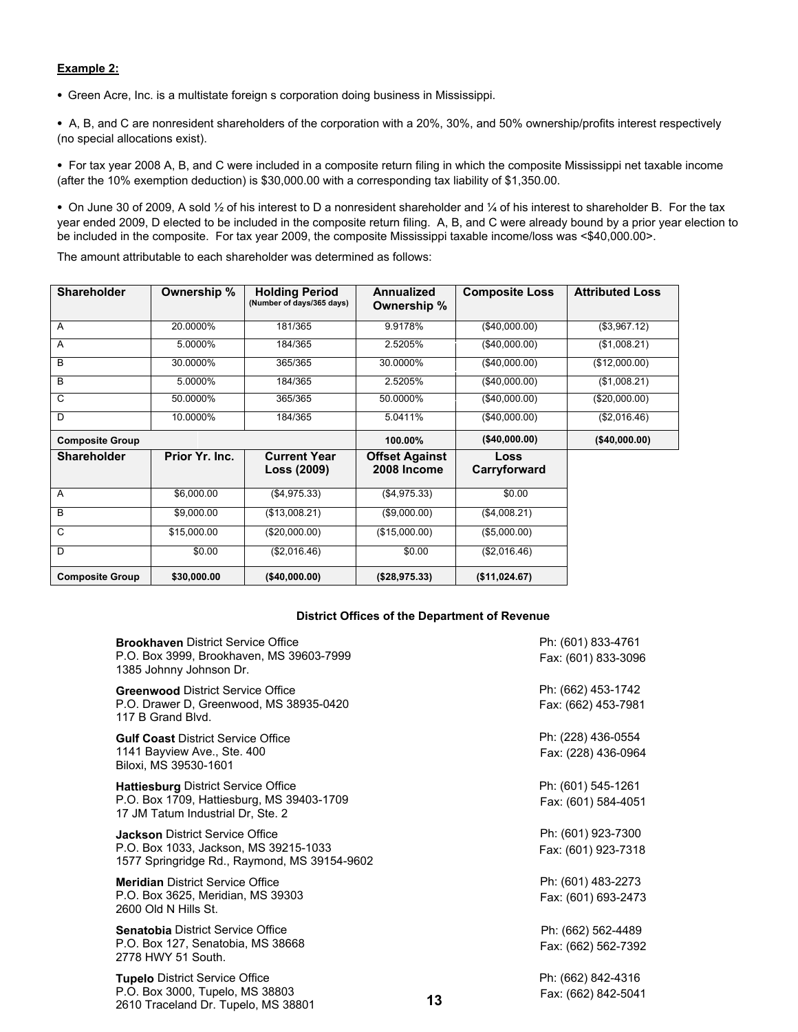**Example 2:**

- Green Acre, Inc. is a multistate foreign s corporation doing business in Mississippi.
- A, B, and C are nonresident shareholders of the corporation with a 20%, 30%, and 50% ownership/profits interest respectively (no special allocations exist).
- For tax year 2008 A, B, and C were included in a composite return filing in which the composite Mississippi net taxable income (after the 10% exemption deduction) is $30,000.00 with a corresponding tax liability of $1,350.00.
- On June 30 of 2009, A sold ½ of his interest to D a nonresident shareholder and ¼ of his interest to shareholder B. For the tax year ended 2009, D elected to be included in the composite return filing. A, B, and C were already bound by a prior year election to be included in the composite. For tax year 2009, the composite Mississippi taxable income/loss was <$40,000.00>.

The amount attributable to each shareholder was determined as follows:

| Shareholder | Ownership % | Holding Period (Number of days/365 days) | Annualized Ownership % | Composite Loss | Attributed Loss |
|---|---|---|---|---|---|
| A | 20.0000% | 181/365 | 9.9178% | ($40,000.00) | ($3,967.12) |
| A | 5.0000% | 184/365 | 2.5205% | ($40,000.00) | ($1,008.21) |
| B | 30.0000% | 365/365 | 30.0000% | ($40,000.00) | ($12,000.00) |
| B | 5.0000% | 184/365 | 2.5205% | ($40,000.00) | ($1,008.21) |
| C | 50.0000% | 365/365 | 50.0000% | ($40,000.00) | ($20,000.00) |
| D | 10.0000% | 184/365 | 5.0411% | ($40,000.00) | ($2,016.46) |
| **Composite Group** | | | **100.00%** | **($40,000.00)** | **($40,000.00)** |

| Shareholder | Prior Yr. Inc. | Current Year Loss (2009) | Offset Against 2008 Income | Loss Carryforward |
|---|---|---|---|---|
| A | $6,000.00 | ($4,975.33) | ($4,975.33) | $0.00 |
| B | $9,000.00 | ($13,008.21) | ($9,000.00) | ($4,008.21) |
| C | $15,000.00 | ($20,000.00) | ($15,000.00) | ($5,000.00) |
| D | $0.00 | ($2,016.46) | $0.00 | ($2,016.46) |
| **Composite Group** | **$30,000.00** | **($40,000.00)** | **($28,975.33)** | **($11,024.67)** |

### District Offices of the Department of Revenue

**Brookhaven** District Service Office
P.O. Box 3999, Brookhaven, MS 39603-7999
1385 Johnny Johnson Dr.
Ph: (601) 833-4761
Fax: (601) 833-3096

**Greenwood** District Service Office
P.O. Drawer D, Greenwood, MS 38935-0420
117 B Grand Blvd.
Ph: (662) 453-1742
Fax: (662) 453-7981

**Gulf Coast** District Service Office
1141 Bayview Ave., Ste. 400
Biloxi, MS 39530-1601
Ph: (228) 436-0554
Fax: (228) 436-0964

**Hattiesburg** District Service Office
P.O. Box 1709, Hattiesburg, MS 39403-1709
17 JM Tatum Industrial Dr, Ste. 2
Ph: (601) 545-1261
Fax: (601) 584-4051

**Jackson** District Service Office
P.O. Box 1033, Jackson, MS 39215-1033
1577 Springridge Rd., Raymond, MS 39154-9602
Ph: (601) 923-7300
Fax: (601) 923-7318

**Meridian** District Service Office
P.O. Box 3625, Meridian, MS 39303
2600 Old N Hills St.
Ph: (601) 483-2273
Fax: (601) 693-2473

**Senatobia** District Service Office
P.O. Box 127, Senatobia, MS 38668
2778 HWY 51 South.
Ph: (662) 562-4489
Fax: (662) 562-7392

**Tupelo** District Service Office
P.O. Box 3000, Tupelo, MS 38803
2610 Traceland Dr. Tupelo, MS 38801
Ph: (662) 842-4316
Fax: (662) 842-5041